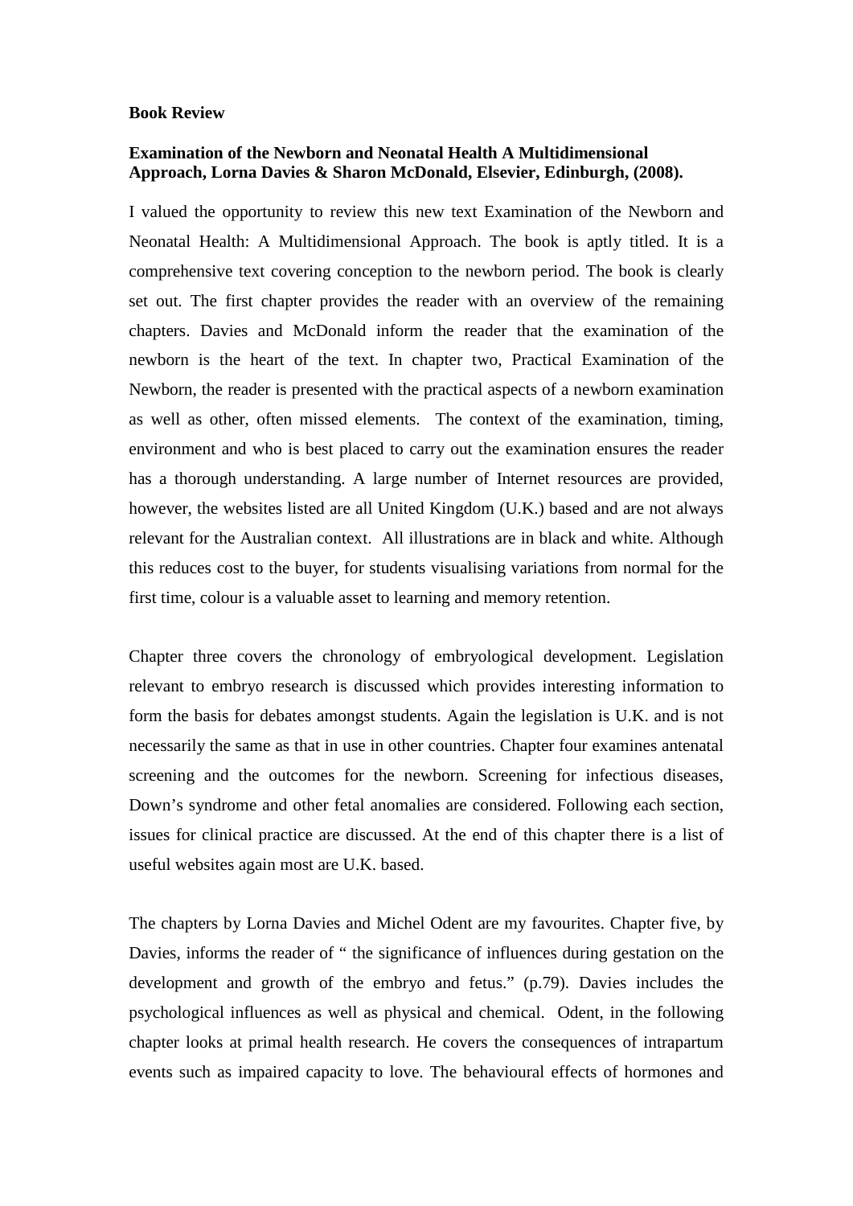**Book Review**

**Examination of the Newborn and Neonatal Health A Multidimensional Approach, Lorna Davies & Sharon McDonald, Elsevier, Edinburgh, (2008).**

I valued the opportunity to review this new text Examination of the Newborn and Neonatal Health: A Multidimensional Approach. The book is aptly titled. It is a comprehensive text covering conception to the newborn period. The book is clearly set out. The first chapter provides the reader with an overview of the remaining chapters. Davies and McDonald inform the reader that the examination of the newborn is the heart of the text. In chapter two, Practical Examination of the Newborn, the reader is presented with the practical aspects of a newborn examination as well as other, often missed elements. The context of the examination, timing, environment and who is best placed to carry out the examination ensures the reader has a thorough understanding. A large number of Internet resources are provided, however, the websites listed are all United Kingdom (U.K.) based and are not always relevant for the Australian context. All illustrations are in black and white. Although this reduces cost to the buyer, for students visualising variations from normal for the first time, colour is a valuable asset to learning and memory retention.

Chapter three covers the chronology of embryological development. Legislation relevant to embryo research is discussed which provides interesting information to form the basis for debates amongst students. Again the legislation is U.K. and is not necessarily the same as that in use in other countries. Chapter four examines antenatal screening and the outcomes for the newborn. Screening for infectious diseases, Down's syndrome and other fetal anomalies are considered. Following each section, issues for clinical practice are discussed. At the end of this chapter there is a list of useful websites again most are U.K. based.

The chapters by Lorna Davies and Michel Odent are my favourites. Chapter five, by Davies, informs the reader of " the significance of influences during gestation on the development and growth of the embryo and fetus." (p.79). Davies includes the psychological influences as well as physical and chemical. Odent, in the following chapter looks at primal health research. He covers the consequences of intrapartum events such as impaired capacity to love. The behavioural effects of hormones and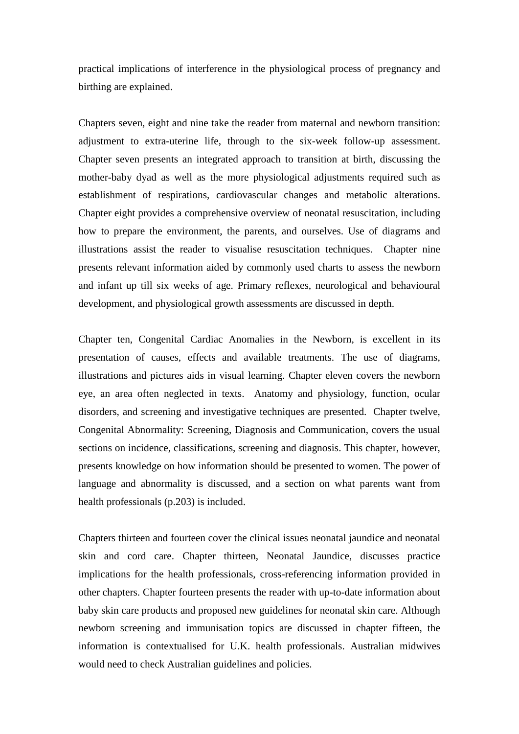practical implications of interference in the physiological process of pregnancy and birthing are explained.

Chapters seven, eight and nine take the reader from maternal and newborn transition: adjustment to extra-uterine life, through to the six-week follow-up assessment. Chapter seven presents an integrated approach to transition at birth, discussing the mother-baby dyad as well as the more physiological adjustments required such as establishment of respirations, cardiovascular changes and metabolic alterations. Chapter eight provides a comprehensive overview of neonatal resuscitation, including how to prepare the environment, the parents, and ourselves. Use of diagrams and illustrations assist the reader to visualise resuscitation techniques. Chapter nine presents relevant information aided by commonly used charts to assess the newborn and infant up till six weeks of age. Primary reflexes, neurological and behavioural development, and physiological growth assessments are discussed in depth.

Chapter ten, Congenital Cardiac Anomalies in the Newborn, is excellent in its presentation of causes, effects and available treatments. The use of diagrams, illustrations and pictures aids in visual learning. Chapter eleven covers the newborn eye, an area often neglected in texts. Anatomy and physiology, function, ocular disorders, and screening and investigative techniques are presented. Chapter twelve, Congenital Abnormality: Screening, Diagnosis and Communication, covers the usual sections on incidence, classifications, screening and diagnosis. This chapter, however, presents knowledge on how information should be presented to women. The power of language and abnormality is discussed, and a section on what parents want from health professionals (p.203) is included.

Chapters thirteen and fourteen cover the clinical issues neonatal jaundice and neonatal skin and cord care. Chapter thirteen, Neonatal Jaundice, discusses practice implications for the health professionals, cross-referencing information provided in other chapters. Chapter fourteen presents the reader with up-to-date information about baby skin care products and proposed new guidelines for neonatal skin care. Although newborn screening and immunisation topics are discussed in chapter fifteen, the information is contextualised for U.K. health professionals. Australian midwives would need to check Australian guidelines and policies.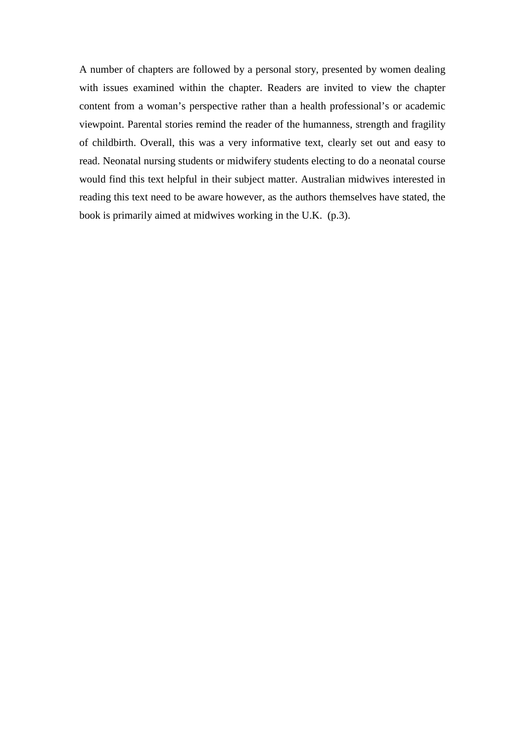A number of chapters are followed by a personal story, presented by women dealing with issues examined within the chapter. Readers are invited to view the chapter content from a woman's perspective rather than a health professional's or academic viewpoint. Parental stories remind the reader of the humanness, strength and fragility of childbirth. Overall, this was a very informative text, clearly set out and easy to read. Neonatal nursing students or midwifery students electing to do a neonatal course would find this text helpful in their subject matter. Australian midwives interested in reading this text need to be aware however, as the authors themselves have stated, the book is primarily aimed at midwives working in the U.K. (p.3).